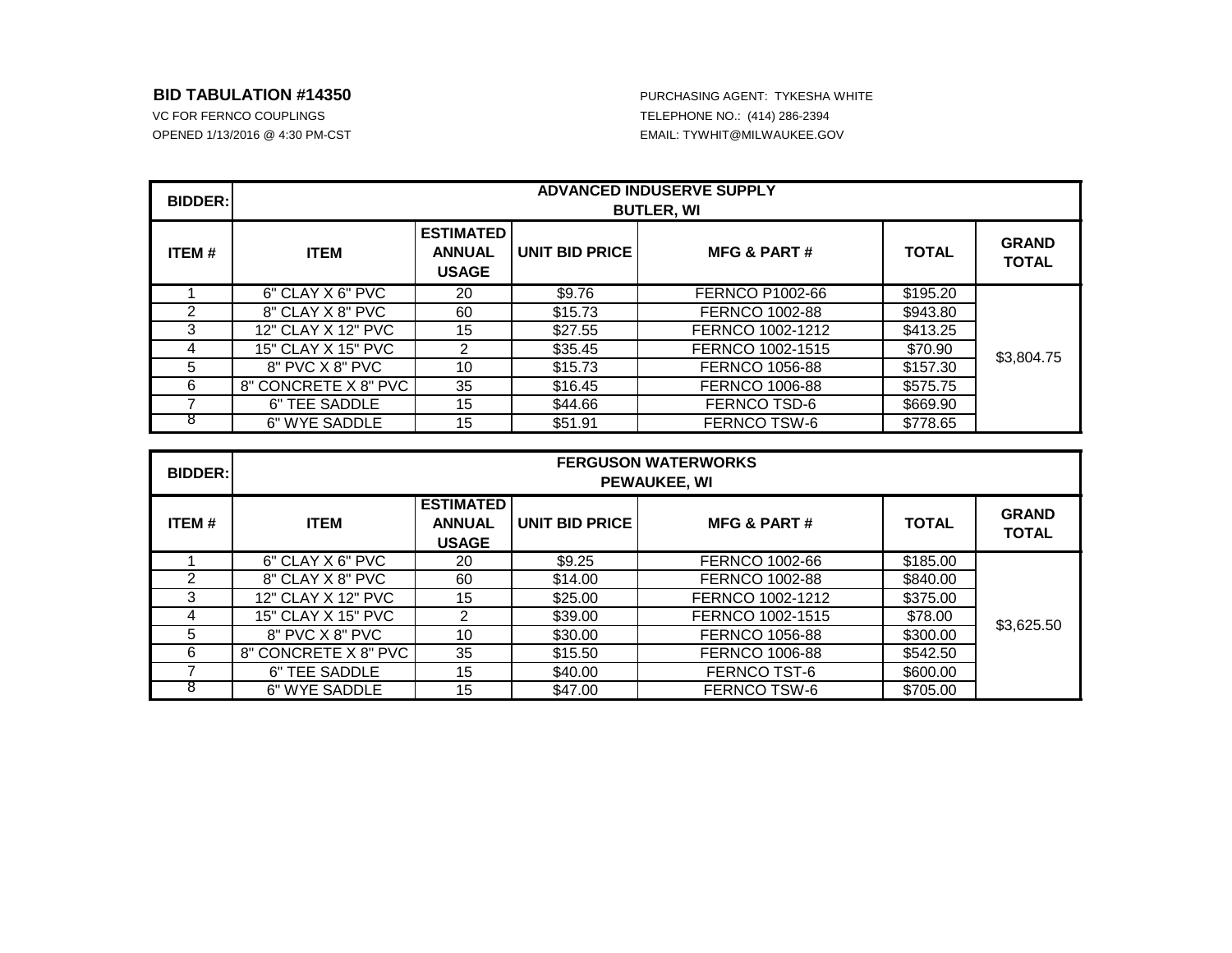**BID TABULATION #14350**

VC FOR FERNCO COUPLINGS

OPENED 1/13/2016 @ 4:30 PM-CST

PURCHASING AGENT: TYKESHA WHITE

TELEPHONE NO.: (414) 286-2394

EMAIL: TYWHIT@MILWAUKEE.GOV

| BIDDER: | ADVANCED INDUSERVE SUPPLY BUTLER, WI | | | | | |
|---|---|---|---|---|---|---|
| **ITEM #** | **ITEM** | **ESTIMATED ANNUAL USAGE** | **UNIT BID PRICE** | **MFG & PART #** | **TOTAL** | **GRAND TOTAL** |
| 1 | 6" CLAY X 6" PVC | 20 | $9.76 | FERNCO P1002-66 | $195.20 | $3,804.75 |
| 2 | 8" CLAY X 8" PVC | 60 | $15.73 | FERNCO 1002-88 | $943.80 | |
| 3 | 12" CLAY X 12" PVC | 15 | $27.55 | FERNCO 1002-1212 | $413.25 | |
| 4 | 15" CLAY X 15" PVC | 2 | $35.45 | FERNCO 1002-1515 | $70.90 | |
| 5 | 8" PVC X 8" PVC | 10 | $15.73 | FERNCO 1056-88 | $157.30 | |
| 6 | 8" CONCRETE X 8" PVC | 35 | $16.45 | FERNCO 1006-88 | $575.75 | |
| 7 | 6" TEE SADDLE | 15 | $44.66 | FERNCO TSD-6 | $669.90 | |
| 8 | 6" WYE SADDLE | 15 | $51.91 | FERNCO TSW-6 | $778.65 | |

| BIDDER: | FERGUSON WATERWORKS PEWAUKEE, WI | | | | | |
|---|---|---|---|---|---|---|
| **ITEM #** | **ITEM** | **ESTIMATED ANNUAL USAGE** | **UNIT BID PRICE** | **MFG & PART #** | **TOTAL** | **GRAND TOTAL** |
| 1 | 6" CLAY X 6" PVC | 20 | $9.25 | FERNCO 1002-66 | $185.00 | $3,625.50 |
| 2 | 8" CLAY X 8" PVC | 60 | $14.00 | FERNCO 1002-88 | $840.00 | |
| 3 | 12" CLAY X 12" PVC | 15 | $25.00 | FERNCO 1002-1212 | $375.00 | |
| 4 | 15" CLAY X 15" PVC | 2 | $39.00 | FERNCO 1002-1515 | $78.00 | |
| 5 | 8" PVC X 8" PVC | 10 | $30.00 | FERNCO 1056-88 | $300.00 | |
| 6 | 8" CONCRETE X 8" PVC | 35 | $15.50 | FERNCO 1006-88 | $542.50 | |
| 7 | 6" TEE SADDLE | 15 | $40.00 | FERNCO TST-6 | $600.00 | |
| 8 | 6" WYE SADDLE | 15 | $47.00 | FERNCO TSW-6 | $705.00 | |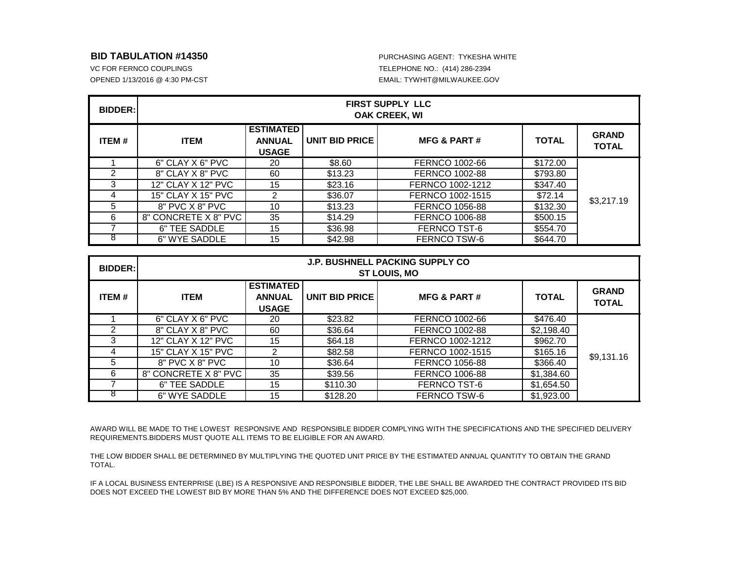**BID TABULATION #14350**
VC FOR FERNCO COUPLINGS
OPENED 1/13/2016 @ 4:30 PM-CST

PURCHASING AGENT: TYKESHA WHITE
TELEPHONE NO.: (414) 286-2394
EMAIL: TYWHIT@MILWAUKEE.GOV

| BIDDER: | FIRST SUPPLY LLC OAK CREEK, WI | | | | | |
|---|---|---|---|---|---|---|
| **ITEM #** | **ITEM** | **ESTIMATED ANNUAL USAGE** | **UNIT BID PRICE** | **MFG & PART #** | **TOTAL** | **GRAND TOTAL** |
| 1 | 6" CLAY X 6" PVC | 20 | $8.60 | FERNCO 1002-66 | $172.00 | $3,217.19 |
| 2 | 8" CLAY X 8" PVC | 60 | $13.23 | FERNCO 1002-88 | $793.80 | |
| 3 | 12" CLAY X 12" PVC | 15 | $23.16 | FERNCO 1002-1212 | $347.40 | |
| 4 | 15" CLAY X 15" PVC | 2 | $36.07 | FERNCO 1002-1515 | $72.14 | |
| 5 | 8" PVC X 8" PVC | 10 | $13.23 | FERNCO 1056-88 | $132.30 | |
| 6 | 8" CONCRETE X 8" PVC | 35 | $14.29 | FERNCO 1006-88 | $500.15 | |
| 7 | 6" TEE SADDLE | 15 | $36.98 | FERNCO TST-6 | $554.70 | |
| 8 | 6" WYE SADDLE | 15 | $42.98 | FERNCO TSW-6 | $644.70 | |

| BIDDER: | J.P. BUSHNELL PACKING SUPPLY CO ST LOUIS, MO | | | | | |
|---|---|---|---|---|---|---|
| **ITEM #** | **ITEM** | **ESTIMATED ANNUAL USAGE** | **UNIT BID PRICE** | **MFG & PART #** | **TOTAL** | **GRAND TOTAL** |
| 1 | 6" CLAY X 6" PVC | 20 | $23.82 | FERNCO 1002-66 | $476.40 | $9,131.16 |
| 2 | 8" CLAY X 8" PVC | 60 | $36.64 | FERNCO 1002-88 | $2,198.40 | |
| 3 | 12" CLAY X 12" PVC | 15 | $64.18 | FERNCO 1002-1212 | $962.70 | |
| 4 | 15" CLAY X 15" PVC | 2 | $82.58 | FERNCO 1002-1515 | $165.16 | |
| 5 | 8" PVC X 8" PVC | 10 | $36.64 | FERNCO 1056-88 | $366.40 | |
| 6 | 8" CONCRETE X 8" PVC | 35 | $39.56 | FERNCO 1006-88 | $1,384.60 | |
| 7 | 6" TEE SADDLE | 15 | $110.30 | FERNCO TST-6 | $1,654.50 | |
| 8 | 6" WYE SADDLE | 15 | $128.20 | FERNCO TSW-6 | $1,923.00 | |

AWARD WILL BE MADE TO THE LOWEST RESPONSIVE AND RESPONSIBLE BIDDER COMPLYING WITH THE SPECIFICATIONS AND THE SPECIFIED DELIVERY REQUIREMENTS.BIDDERS MUST QUOTE ALL ITEMS TO BE ELIGIBLE FOR AN AWARD.

THE LOW BIDDER SHALL BE DETERMINED BY MULTIPLYING THE QUOTED UNIT PRICE BY THE ESTIMATED ANNUAL QUANTITY TO OBTAIN THE GRAND TOTAL.

IF A LOCAL BUSINESS ENTERPRISE (LBE) IS A RESPONSIVE AND RESPONSIBLE BIDDER, THE LBE SHALL BE AWARDED THE CONTRACT PROVIDED ITS BID DOES NOT EXCEED THE LOWEST BID BY MORE THAN 5% AND THE DIFFERENCE DOES NOT EXCEED $25,000.